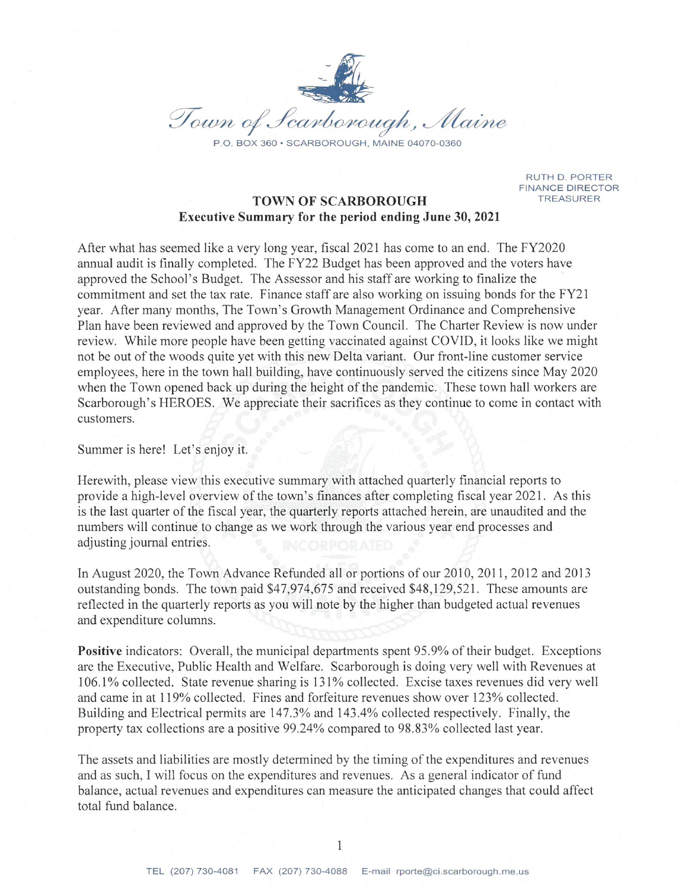Town of Scarborough, Maine

P.O. BOX 360 • SCARBOROUGH, MAINE 04070-0360

RUTH D. PORTER
FINANCE DIRECTOR
TREASURER

# TOWN OF SCARBOROUGH

## Executive Summary for the period ending June 30, 2021

After what has seemed like a very long year, fiscal 2021 has come to an end. The FY2020 annual audit is finally completed. The FY22 Budget has been approved and the voters have approved the School's Budget. The Assessor and his staff are working to finalize the commitment and set the tax rate. Finance staff are also working on issuing bonds for the FY21 year. After many months, The Town's Growth Management Ordinance and Comprehensive Plan have been reviewed and approved by the Town Council. The Charter Review is now under review. While more people have been getting vaccinated against COVID, it looks like we might not be out of the woods quite yet with this new Delta variant. Our front-line customer service employees, here in the town hall building, have continuously served the citizens since May 2020 when the Town opened back up during the height of the pandemic. These town hall workers are Scarborough's HEROES. We appreciate their sacrifices as they continue to come in contact with customers.

Summer is here! Let's enjoy it.

Herewith, please view this executive summary with attached quarterly financial reports to provide a high-level overview of the town's finances after completing fiscal year 2021. As this is the last quarter of the fiscal year, the quarterly reports attached herein, are unaudited and the numbers will continue to change as we work through the various year end processes and adjusting journal entries.

In August 2020, the Town Advance Refunded all or portions of our 2010, 2011, 2012 and 2013 outstanding bonds. The town paid $47,974,675 and received $48,129,521. These amounts are reflected in the quarterly reports as you will note by the higher than budgeted actual revenues and expenditure columns.

**Positive** indicators: Overall, the municipal departments spent 95.9% of their budget. Exceptions are the Executive, Public Health and Welfare. Scarborough is doing very well with Revenues at 106.1% collected. State revenue sharing is 131% collected. Excise taxes revenues did very well and came in at 119% collected. Fines and forfeiture revenues show over 123% collected. Building and Electrical permits are 147.3% and 143.4% collected respectively. Finally, the property tax collections are a positive 99.24% compared to 98.83% collected last year.

The assets and liabilities are mostly determined by the timing of the expenditures and revenues and as such, I will focus on the expenditures and revenues. As a general indicator of fund balance, actual revenues and expenditures can measure the anticipated changes that could affect total fund balance.

TEL (207) 730-4081 FAX (207) 730-4088 E-mail rporte@ci.scarborough.me.us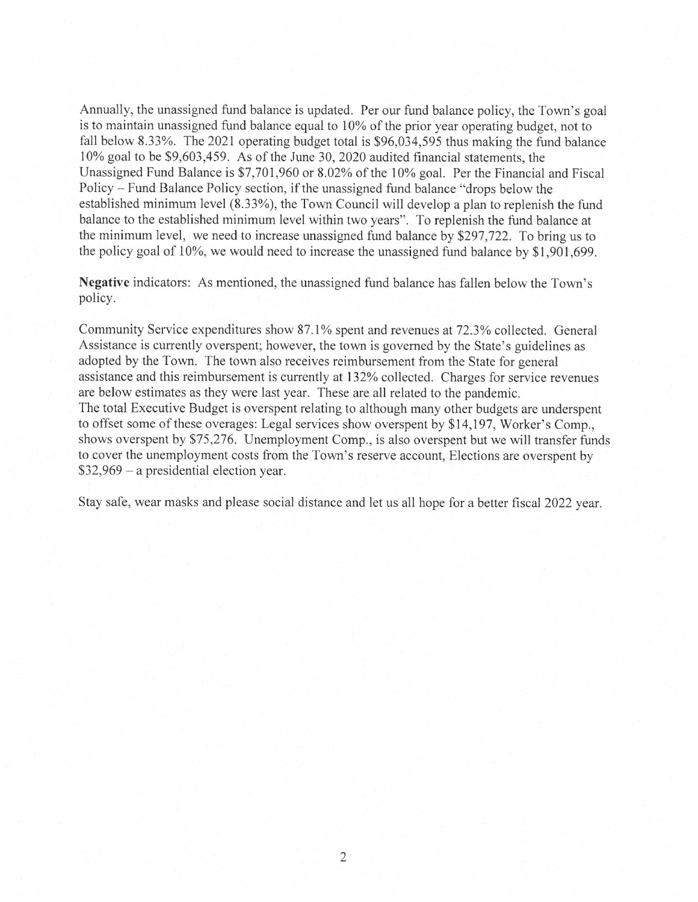Annually, the unassigned fund balance is updated. Per our fund balance policy, the Town's goal is to maintain unassigned fund balance equal to 10% of the prior year operating budget, not to fall below 8.33%. The 2021 operating budget total is $96,034,595 thus making the fund balance 10% goal to be $9,603,459. As of the June 30, 2020 audited financial statements, the Unassigned Fund Balance is $7,701,960 or 8.02% of the 10% goal. Per the Financial and Fiscal Policy – Fund Balance Policy section, if the unassigned fund balance "drops below the established minimum level (8.33%), the Town Council will develop a plan to replenish the fund balance to the established minimum level within two years". To replenish the fund balance at the minimum level, we need to increase unassigned fund balance by $297,722. To bring us to the policy goal of 10%, we would need to increase the unassigned fund balance by $1,901,699.

**Negative** indicators: As mentioned, the unassigned fund balance has fallen below the Town's policy.

Community Service expenditures show 87.1% spent and revenues at 72.3% collected. General Assistance is currently overspent; however, the town is governed by the State's guidelines as adopted by the Town. The town also receives reimbursement from the State for general assistance and this reimbursement is currently at 132% collected. Charges for service revenues are below estimates as they were last year. These are all related to the pandemic.
The total Executive Budget is overspent relating to although many other budgets are underspent to offset some of these overages: Legal services show overspent by $14,197, Worker's Comp., shows overspent by $75,276. Unemployment Comp., is also overspent but we will transfer funds to cover the unemployment costs from the Town's reserve account, Elections are overspent by $32,969 – a presidential election year.

Stay safe, wear masks and please social distance and let us all hope for a better fiscal 2022 year.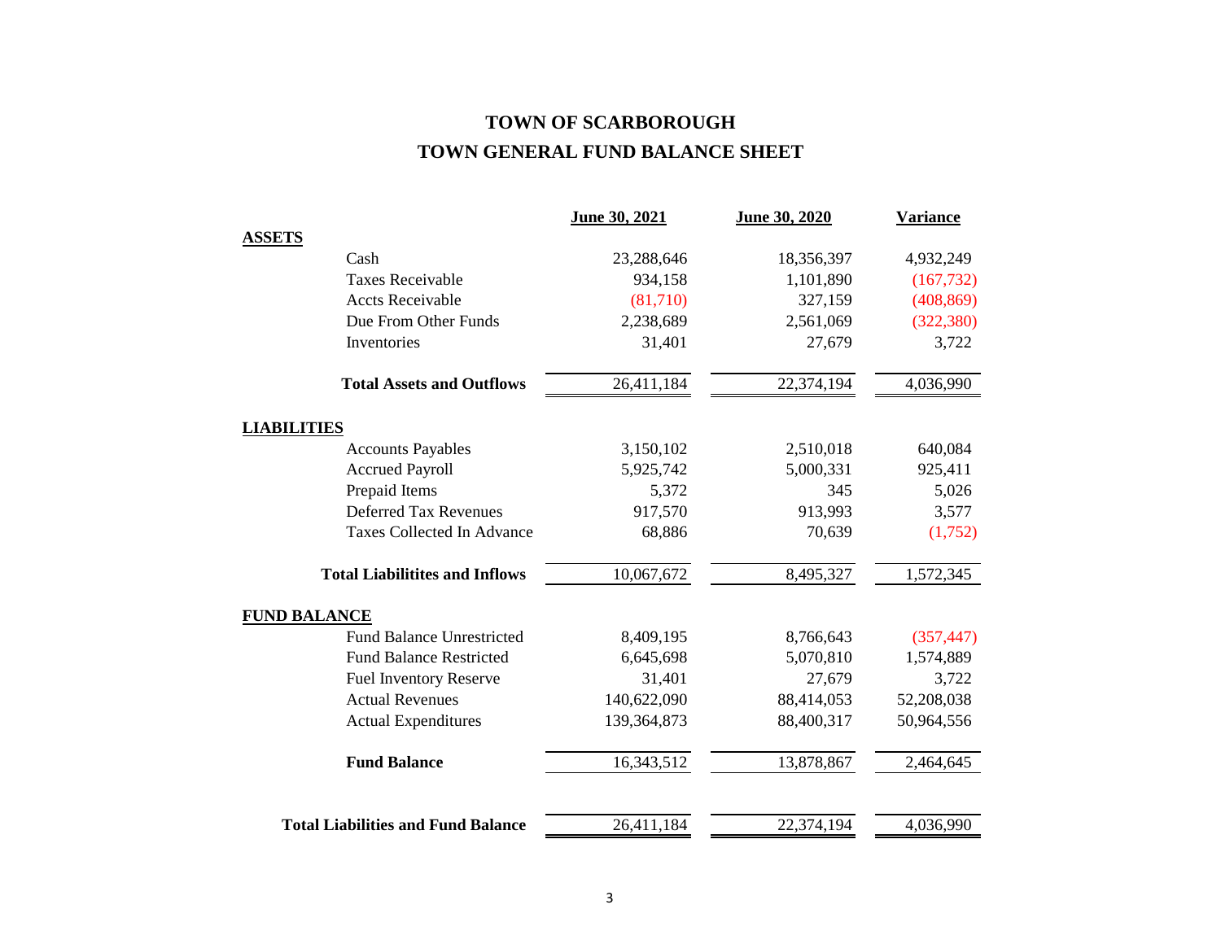# TOWN OF SCARBOROUGH

## TOWN GENERAL FUND BALANCE SHEET

| | June 30, 2021 | June 30, 2020 | Variance |
|---|---|---|---|
| **ASSETS** | | | |
| Cash | 23,288,646 | 18,356,397 | 4,932,249 |
| Taxes Receivable | 934,158 | 1,101,890 | (167,732) |
| Accts Receivable | (81,710) | 327,159 | (408,869) |
| Due From Other Funds | 2,238,689 | 2,561,069 | (322,380) |
| Inventories | 31,401 | 27,679 | 3,722 |
| **Total Assets and Outflows** | 26,411,184 | 22,374,194 | 4,036,990 |
| **LIABILITIES** | | | |
| Accounts Payables | 3,150,102 | 2,510,018 | 640,084 |
| Accrued Payroll | 5,925,742 | 5,000,331 | 925,411 |
| Prepaid Items | 5,372 | 345 | 5,026 |
| Deferred Tax Revenues | 917,570 | 913,993 | 3,577 |
| Taxes Collected In Advance | 68,886 | 70,639 | (1,752) |
| **Total Liabilitites and Inflows** | 10,067,672 | 8,495,327 | 1,572,345 |
| **FUND BALANCE** | | | |
| Fund Balance Unrestricted | 8,409,195 | 8,766,643 | (357,447) |
| Fund Balance Restricted | 6,645,698 | 5,070,810 | 1,574,889 |
| Fuel Inventory Reserve | 31,401 | 27,679 | 3,722 |
| Actual Revenues | 140,622,090 | 88,414,053 | 52,208,038 |
| Actual Expenditures | 139,364,873 | 88,400,317 | 50,964,556 |
| **Fund Balance** | 16,343,512 | 13,878,867 | 2,464,645 |
| **Total Liabilities and Fund Balance** | 26,411,184 | 22,374,194 | 4,036,990 |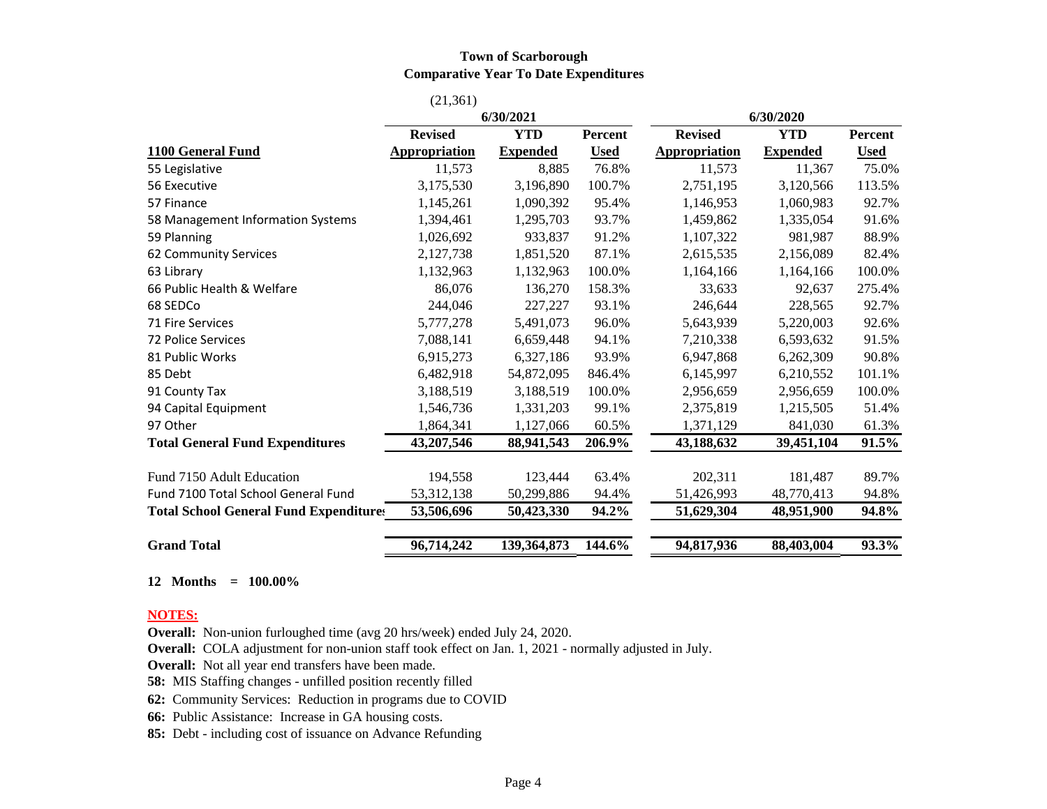**Town of Scarborough**
**Comparative Year To Date Expenditures**

(21,361)

| | 6/30/2021 | | | 6/30/2020 | | |
|---|---|---|---|---|---|---|
| **1100 General Fund** | **Revised Appropriation** | **YTD Expended** | **Percent Used** | **Revised Appropriation** | **YTD Expended** | **Percent Used** |
| 55 Legislative | 11,573 | 8,885 | 76.8% | 11,573 | 11,367 | 75.0% |
| 56 Executive | 3,175,530 | 3,196,890 | 100.7% | 2,751,195 | 3,120,566 | 113.5% |
| 57 Finance | 1,145,261 | 1,090,392 | 95.4% | 1,146,953 | 1,060,983 | 92.7% |
| 58 Management Information Systems | 1,394,461 | 1,295,703 | 93.7% | 1,459,862 | 1,335,054 | 91.6% |
| 59 Planning | 1,026,692 | 933,837 | 91.2% | 1,107,322 | 981,987 | 88.9% |
| 62 Community Services | 2,127,738 | 1,851,520 | 87.1% | 2,615,535 | 2,156,089 | 82.4% |
| 63 Library | 1,132,963 | 1,132,963 | 100.0% | 1,164,166 | 1,164,166 | 100.0% |
| 66 Public Health & Welfare | 86,076 | 136,270 | 158.3% | 33,633 | 92,637 | 275.4% |
| 68 SEDCo | 244,046 | 227,227 | 93.1% | 246,644 | 228,565 | 92.7% |
| 71 Fire Services | 5,777,278 | 5,491,073 | 96.0% | 5,643,939 | 5,220,003 | 92.6% |
| 72 Police Services | 7,088,141 | 6,659,448 | 94.1% | 7,210,338 | 6,593,632 | 91.5% |
| 81 Public Works | 6,915,273 | 6,327,186 | 93.9% | 6,947,868 | 6,262,309 | 90.8% |
| 85 Debt | 6,482,918 | 54,872,095 | 846.4% | 6,145,997 | 6,210,552 | 101.1% |
| 91 County Tax | 3,188,519 | 3,188,519 | 100.0% | 2,956,659 | 2,956,659 | 100.0% |
| 94 Capital Equipment | 1,546,736 | 1,331,203 | 99.1% | 2,375,819 | 1,215,505 | 51.4% |
| 97 Other | 1,864,341 | 1,127,066 | 60.5% | 1,371,129 | 841,030 | 61.3% |
| **Total General Fund Expenditures** | **43,207,546** | **88,941,543** | **206.9%** | **43,188,632** | **39,451,104** | **91.5%** |
| | | | | | | |
| Fund 7150 Adult Education | 194,558 | 123,444 | 63.4% | 202,311 | 181,487 | 89.7% |
| Fund 7100 Total School General Fund | 53,312,138 | 50,299,886 | 94.4% | 51,426,993 | 48,770,413 | 94.8% |
| **Total School General Fund Expenditures** | **53,506,696** | **50,423,330** | **94.2%** | **51,629,304** | **48,951,900** | **94.8%** |
| | | | | | | |
| **Grand Total** | **96,714,242** | **139,364,873** | **144.6%** | **94,817,936** | **88,403,004** | **93.3%** |

**12 Months = 100.00%**

**NOTES:**

**Overall:** Non-union furloughed time (avg 20 hrs/week) ended July 24, 2020.
**Overall:** COLA adjustment for non-union staff took effect on Jan. 1, 2021 - normally adjusted in July.
**Overall:** Not all year end transfers have been made.
**58:** MIS Staffing changes - unfilled position recently filled
**62:** Community Services: Reduction in programs due to COVID
**66:** Public Assistance: Increase in GA housing costs.
**85:** Debt - including cost of issuance on Advance Refunding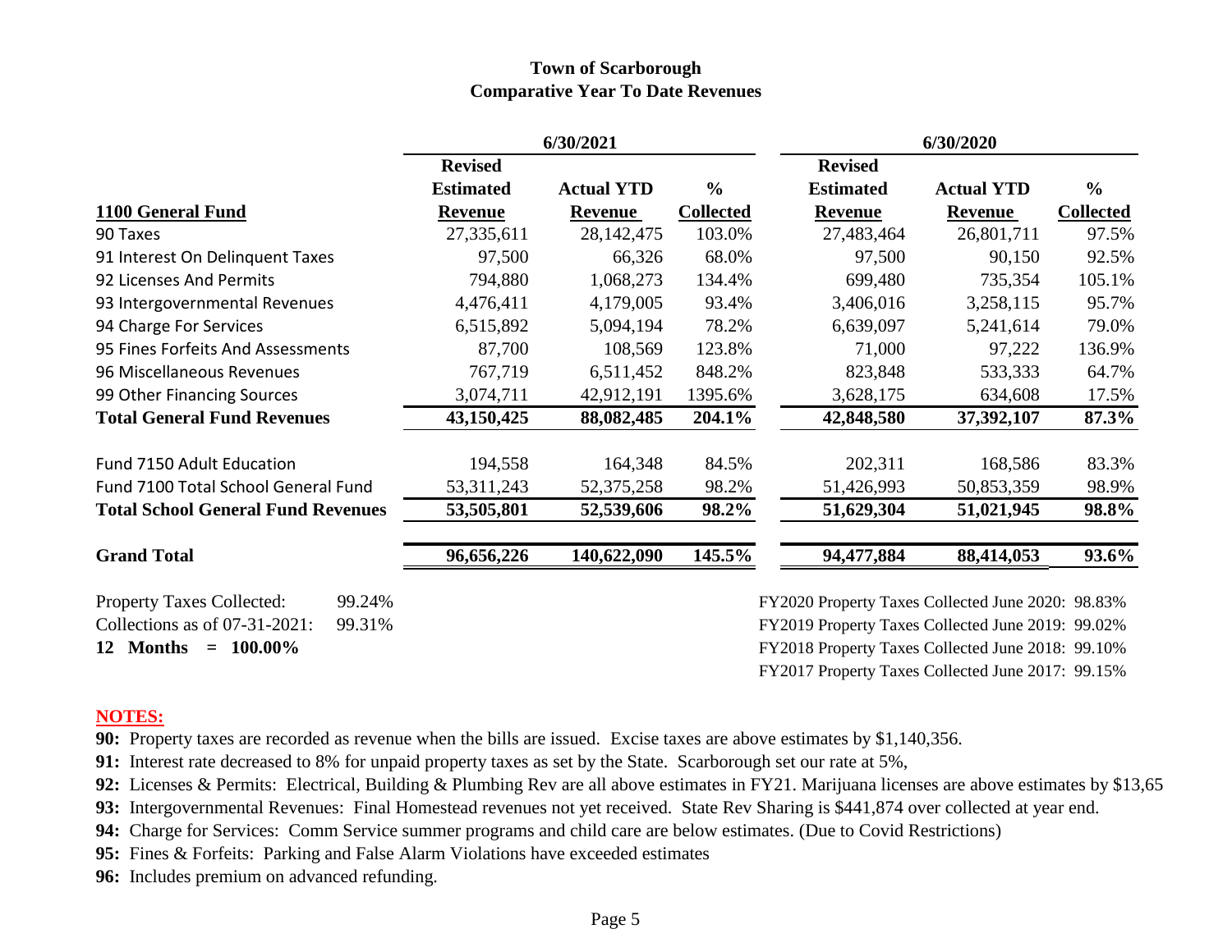# Town of Scarborough
## Comparative Year To Date Revenues

| | 6/30/2021 | | | 6/30/2020 | | |
|---|---|---|---|---|---|---|
| **1100 General Fund** | **Revised Estimated Revenue** | **Actual YTD Revenue** | **% Collected** | **Revised Estimated Revenue** | **Actual YTD Revenue** | **% Collected** |
| 90 Taxes | 27,335,611 | 28,142,475 | 103.0% | 27,483,464 | 26,801,711 | 97.5% |
| 91 Interest On Delinquent Taxes | 97,500 | 66,326 | 68.0% | 97,500 | 90,150 | 92.5% |
| 92 Licenses And Permits | 794,880 | 1,068,273 | 134.4% | 699,480 | 735,354 | 105.1% |
| 93 Intergovernmental Revenues | 4,476,411 | 4,179,005 | 93.4% | 3,406,016 | 3,258,115 | 95.7% |
| 94 Charge For Services | 6,515,892 | 5,094,194 | 78.2% | 6,639,097 | 5,241,614 | 79.0% |
| 95 Fines Forfeits And Assessments | 87,700 | 108,569 | 123.8% | 71,000 | 97,222 | 136.9% |
| 96 Miscellaneous Revenues | 767,719 | 6,511,452 | 848.2% | 823,848 | 533,333 | 64.7% |
| 99 Other Financing Sources | 3,074,711 | 42,912,191 | 1395.6% | 3,628,175 | 634,608 | 17.5% |
| **Total General Fund Revenues** | **43,150,425** | **88,082,485** | **204.1%** | **42,848,580** | **37,392,107** | **87.3%** |
| | | | | | | |
| Fund 7150 Adult Education | 194,558 | 164,348 | 84.5% | 202,311 | 168,586 | 83.3% |
| Fund 7100 Total School General Fund | 53,311,243 | 52,375,258 | 98.2% | 51,426,993 | 50,853,359 | 98.9% |
| **Total School General Fund Revenues** | **53,505,801** | **52,539,606** | **98.2%** | **51,629,304** | **51,021,945** | **98.8%** |
| | | | | | | |
| **Grand Total** | **96,656,226** | **140,622,090** | **145.5%** | **94,477,884** | **88,414,053** | **93.6%** |

Property Taxes Collected: 99.24%
Collections as of 07-31-2021: 99.31%
**12 Months = 100.00%**

FY2020 Property Taxes Collected June 2020: 98.83%
FY2019 Property Taxes Collected June 2019: 99.02%
FY2018 Property Taxes Collected June 2018: 99.10%
FY2017 Property Taxes Collected June 2017: 99.15%

**NOTES:**

**90:** Property taxes are recorded as revenue when the bills are issued. Excise taxes are above estimates by $1,140,356.

**91:** Interest rate decreased to 8% for unpaid property taxes as set by the State. Scarborough set our rate at 5%,

**92:** Licenses & Permits: Electrical, Building & Plumbing Rev are all above estimates in FY21. Marijuana licenses are above estimates by $13,65

**93:** Intergovernmental Revenues: Final Homestead revenues not yet received. State Rev Sharing is $441,874 over collected at year end.

**94:** Charge for Services: Comm Service summer programs and child care are below estimates. (Due to Covid Restrictions)

**95:** Fines & Forfeits: Parking and False Alarm Violations have exceeded estimates

**96:** Includes premium on advanced refunding.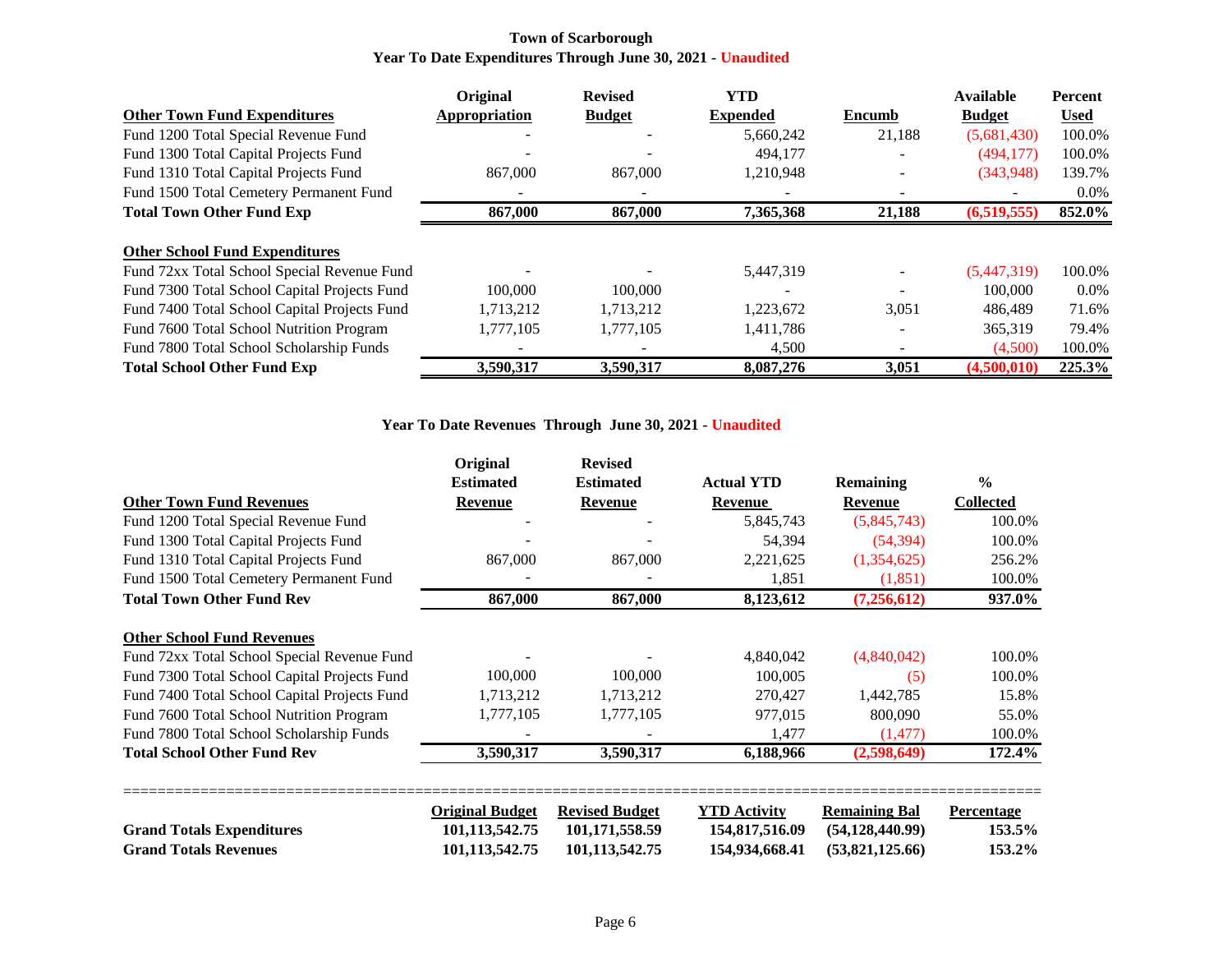## Town of Scarborough

### Year To Date Expenditures Through June 30, 2021 - Unaudited

| Other Town Fund Expenditures | Original Appropriation | Revised Budget | YTD Expended | Encumb | Available Budget | Percent Used |
|---|---|---|---|---|---|---|
| Fund 1200 Total Special Revenue Fund | - | - | 5,660,242 | 21,188 | (5,681,430) | 100.0% |
| Fund 1300 Total Capital Projects Fund | - | - | 494,177 | - | (494,177) | 100.0% |
| Fund 1310 Total Capital Projects Fund | 867,000 | 867,000 | 1,210,948 | - | (343,948) | 139.7% |
| Fund 1500 Total Cemetery Permanent Fund | - | - | - | - | - | 0.0% |
| **Total Town Other Fund Exp** | **867,000** | **867,000** | **7,365,368** | **21,188** | **(6,519,555)** | **852.0%** |
| **Other School Fund Expenditures** | | | | | | |
| Fund 72xx Total School Special Revenue Fund | - | - | 5,447,319 | - | (5,447,319) | 100.0% |
| Fund 7300 Total School Capital Projects Fund | 100,000 | 100,000 | - | - | 100,000 | 0.0% |
| Fund 7400 Total School Capital Projects Fund | 1,713,212 | 1,713,212 | 1,223,672 | 3,051 | 486,489 | 71.6% |
| Fund 7600 Total School Nutrition Program | 1,777,105 | 1,777,105 | 1,411,786 | - | 365,319 | 79.4% |
| Fund 7800 Total School Scholarship Funds | - | - | 4,500 | - | (4,500) | 100.0% |
| **Total School Other Fund Exp** | **3,590,317** | **3,590,317** | **8,087,276** | **3,051** | **(4,500,010)** | **225.3%** |

### Year To Date Revenues Through June 30, 2021 - Unaudited

| Other Town Fund Revenues | Original Estimated Revenue | Revised Estimated Revenue | Actual YTD Revenue | Remaining Revenue | % Collected |
|---|---|---|---|---|---|
| Fund 1200 Total Special Revenue Fund | - | - | 5,845,743 | (5,845,743) | 100.0% |
| Fund 1300 Total Capital Projects Fund | - | - | 54,394 | (54,394) | 100.0% |
| Fund 1310 Total Capital Projects Fund | 867,000 | 867,000 | 2,221,625 | (1,354,625) | 256.2% |
| Fund 1500 Total Cemetery Permanent Fund | - | - | 1,851 | (1,851) | 100.0% |
| **Total Town Other Fund Rev** | **867,000** | **867,000** | **8,123,612** | **(7,256,612)** | **937.0%** |
| **Other School Fund Revenues** | | | | | |
| Fund 72xx Total School Special Revenue Fund | - | - | 4,840,042 | (4,840,042) | 100.0% |
| Fund 7300 Total School Capital Projects Fund | 100,000 | 100,000 | 100,005 | (5) | 100.0% |
| Fund 7400 Total School Capital Projects Fund | 1,713,212 | 1,713,212 | 270,427 | 1,442,785 | 15.8% |
| Fund 7600 Total School Nutrition Program | 1,777,105 | 1,777,105 | 977,015 | 800,090 | 55.0% |
| Fund 7800 Total School Scholarship Funds | - | - | 1,477 | (1,477) | 100.0% |
| **Total School Other Fund Rev** | **3,590,317** | **3,590,317** | **6,188,966** | **(2,598,649)** | **172.4%** |

| | Original Budget | Revised Budget | YTD Activity | Remaining Bal | Percentage |
|---|---|---|---|---|---|
| **Grand Totals Expenditures** | **101,113,542.75** | **101,171,558.59** | **154,817,516.09** | **(54,128,440.99)** | **153.5%** |
| **Grand Totals Revenues** | **101,113,542.75** | **101,113,542.75** | **154,934,668.41** | **(53,821,125.66)** | **153.2%** |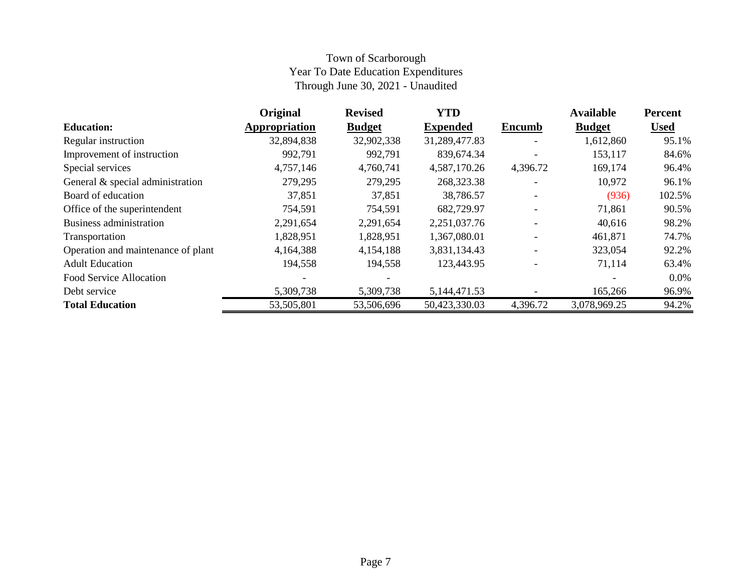# Town of Scarborough
## Year To Date Education Expenditures
### Through June 30, 2021 - Unaudited

| Education: | Original Appropriation | Revised Budget | YTD Expended | Encumb | Available Budget | Percent Used |
|---|---|---|---|---|---|---|
| Regular instruction | 32,894,838 | 32,902,338 | 31,289,477.83 | - | 1,612,860 | 95.1% |
| Improvement of instruction | 992,791 | 992,791 | 839,674.34 | - | 153,117 | 84.6% |
| Special services | 4,757,146 | 4,760,741 | 4,587,170.26 | 4,396.72 | 169,174 | 96.4% |
| General & special administration | 279,295 | 279,295 | 268,323.38 | - | 10,972 | 96.1% |
| Board of education | 37,851 | 37,851 | 38,786.57 | - | (936) | 102.5% |
| Office of the superintendent | 754,591 | 754,591 | 682,729.97 | - | 71,861 | 90.5% |
| Business administration | 2,291,654 | 2,291,654 | 2,251,037.76 | - | 40,616 | 98.2% |
| Transportation | 1,828,951 | 1,828,951 | 1,367,080.01 | - | 461,871 | 74.7% |
| Operation and maintenance of plant | 4,164,388 | 4,154,188 | 3,831,134.43 | - | 323,054 | 92.2% |
| Adult Education | 194,558 | 194,558 | 123,443.95 | - | 71,114 | 63.4% |
| Food Service Allocation | - | - | | | - | 0.0% |
| Debt service | 5,309,738 | 5,309,738 | 5,144,471.53 | - | 165,266 | 96.9% |
| **Total Education** | 53,505,801 | 53,506,696 | 50,423,330.03 | 4,396.72 | 3,078,969.25 | 94.2% |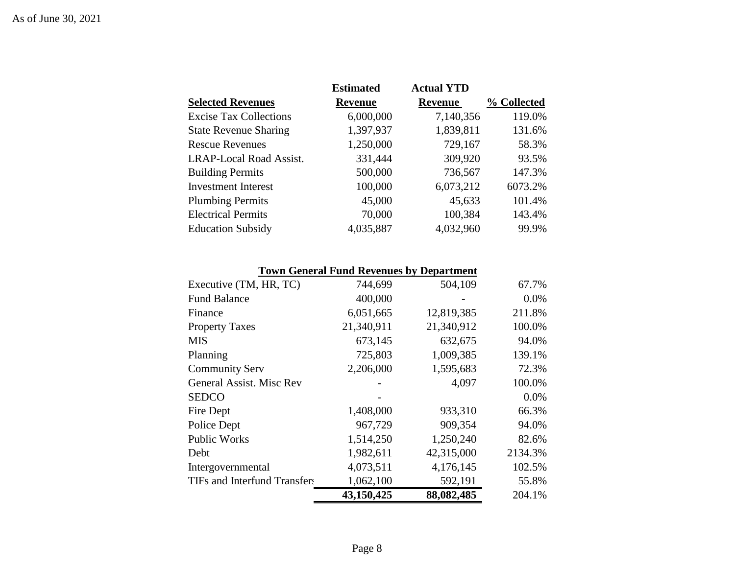As of June 30, 2021

| Selected Revenues | Estimated Revenue | Actual YTD Revenue | % Collected |
| --- | --- | --- | --- |
| Excise Tax Collections | 6,000,000 | 7,140,356 | 119.0% |
| State Revenue Sharing | 1,397,937 | 1,839,811 | 131.6% |
| Rescue Revenues | 1,250,000 | 729,167 | 58.3% |
| LRAP-Local Road Assist. | 331,444 | 309,920 | 93.5% |
| Building Permits | 500,000 | 736,567 | 147.3% |
| Investment Interest | 100,000 | 6,073,212 | 6073.2% |
| Plumbing Permits | 45,000 | 45,633 | 101.4% |
| Electrical Permits | 70,000 | 100,384 | 143.4% |
| Education Subsidy | 4,035,887 | 4,032,960 | 99.9% |

**Town General Fund Revenues by Department**

| | | | |
| --- | --- | --- | --- |
| Executive (TM, HR, TC) | 744,699 | 504,109 | 67.7% |
| Fund Balance | 400,000 | - | 0.0% |
| Finance | 6,051,665 | 12,819,385 | 211.8% |
| Property Taxes | 21,340,911 | 21,340,912 | 100.0% |
| MIS | 673,145 | 632,675 | 94.0% |
| Planning | 725,803 | 1,009,385 | 139.1% |
| Community Serv | 2,206,000 | 1,595,683 | 72.3% |
| General Assist. Misc Rev | - | 4,097 | 100.0% |
| SEDCO | - | | 0.0% |
| Fire Dept | 1,408,000 | 933,310 | 66.3% |
| Police Dept | 967,729 | 909,354 | 94.0% |
| Public Works | 1,514,250 | 1,250,240 | 82.6% |
| Debt | 1,982,611 | 42,315,000 | 2134.3% |
| Intergovernmental | 4,073,511 | 4,176,145 | 102.5% |
| TIFs and Interfund Transfers | 1,062,100 | 592,191 | 55.8% |
| | **43,150,425** | **88,082,485** | 204.1% |